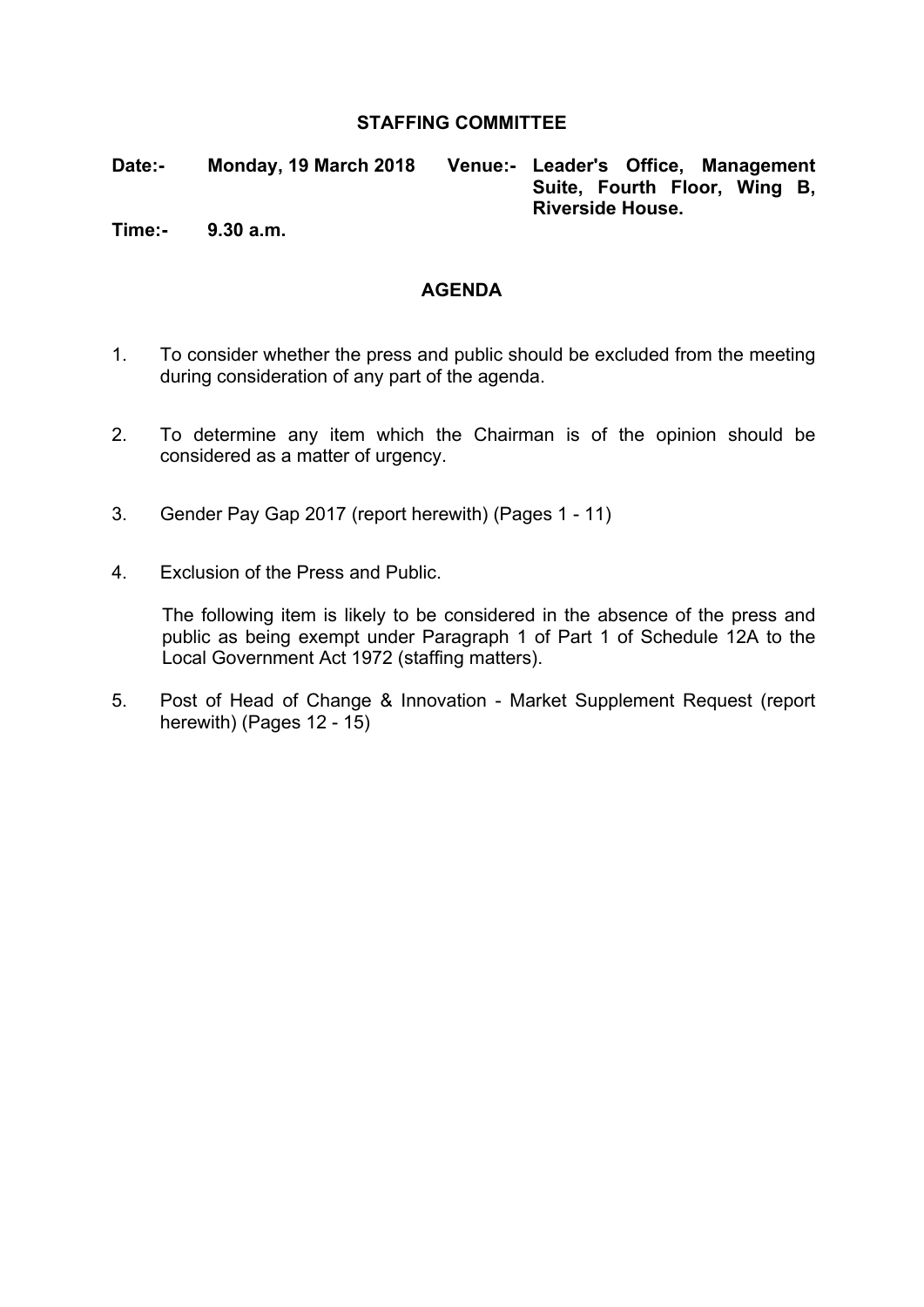# STAFFING COMMITTEE

**Date:-** **Monday, 19 March 2018** **Venue:-** **Leader's Office, Management Suite, Fourth Floor, Wing B, Riverside House.**

**Time:-** **9.30 a.m.**

## AGENDA

1. To consider whether the press and public should be excluded from the meeting during consideration of any part of the agenda.

2. To determine any item which the Chairman is of the opinion should be considered as a matter of urgency.

3. Gender Pay Gap 2017 (report herewith) (Pages 1 - 11)

4. Exclusion of the Press and Public.

   The following item is likely to be considered in the absence of the press and public as being exempt under Paragraph 1 of Part 1 of Schedule 12A to the Local Government Act 1972 (staffing matters).

5. Post of Head of Change & Innovation - Market Supplement Request (report herewith) (Pages 12 - 15)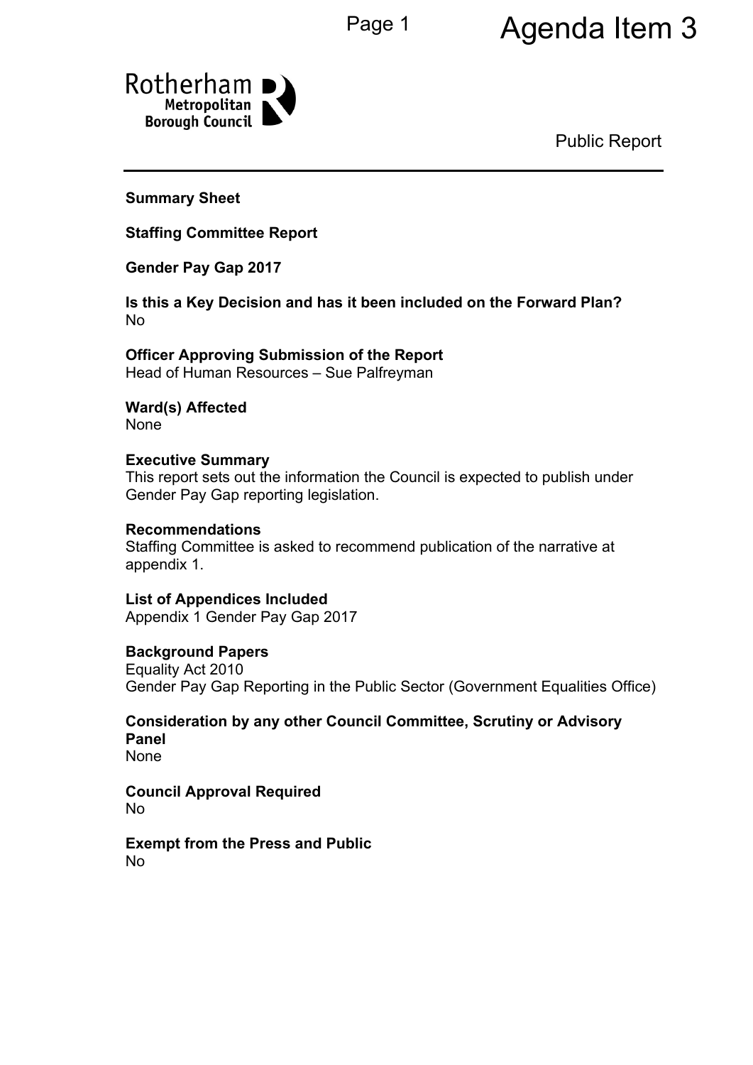# Agenda Item 3

Rotherham Metropolitan Borough Council

Public Report

**Summary Sheet**

**Staffing Committee Report**

**Gender Pay Gap 2017**

**Is this a Key Decision and has it been included on the Forward Plan?**
No

**Officer Approving Submission of the Report**
Head of Human Resources – Sue Palfreyman

**Ward(s) Affected**
None

**Executive Summary**
This report sets out the information the Council is expected to publish under Gender Pay Gap reporting legislation.

**Recommendations**
Staffing Committee is asked to recommend publication of the narrative at appendix 1.

**List of Appendices Included**
Appendix 1 Gender Pay Gap 2017

**Background Papers**
Equality Act 2010
Gender Pay Gap Reporting in the Public Sector (Government Equalities Office)

**Consideration by any other Council Committee, Scrutiny or Advisory Panel**
None

**Council Approval Required**
No

**Exempt from the Press and Public**
No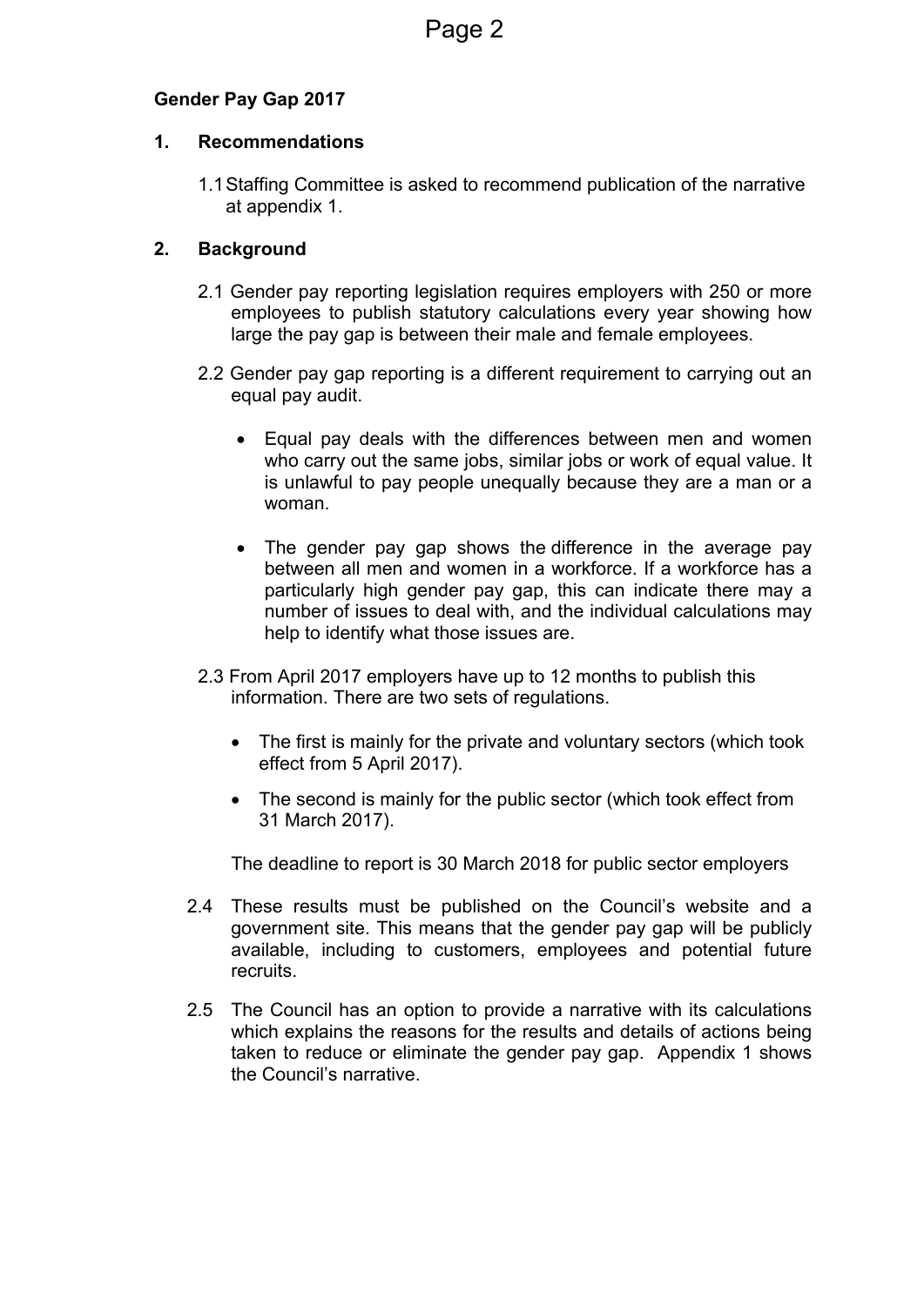**Gender Pay Gap 2017**

## 1. Recommendations

1.1 Staffing Committee is asked to recommend publication of the narrative at appendix 1.

## 2. Background

2.1 Gender pay reporting legislation requires employers with 250 or more employees to publish statutory calculations every year showing how large the pay gap is between their male and female employees.

2.2 Gender pay gap reporting is a different requirement to carrying out an equal pay audit.

- Equal pay deals with the differences between men and women who carry out the same jobs, similar jobs or work of equal value. It is unlawful to pay people unequally because they are a man or a woman.
- The gender pay gap shows the difference in the average pay between all men and women in a workforce. If a workforce has a particularly high gender pay gap, this can indicate there may a number of issues to deal with, and the individual calculations may help to identify what those issues are.

2.3 From April 2017 employers have up to 12 months to publish this information. There are two sets of regulations.

- The first is mainly for the private and voluntary sectors (which took effect from 5 April 2017).
- The second is mainly for the public sector (which took effect from 31 March 2017).

The deadline to report is 30 March 2018 for public sector employers

2.4 These results must be published on the Council's website and a government site. This means that the gender pay gap will be publicly available, including to customers, employees and potential future recruits.

2.5 The Council has an option to provide a narrative with its calculations which explains the reasons for the results and details of actions being taken to reduce or eliminate the gender pay gap. Appendix 1 shows the Council's narrative.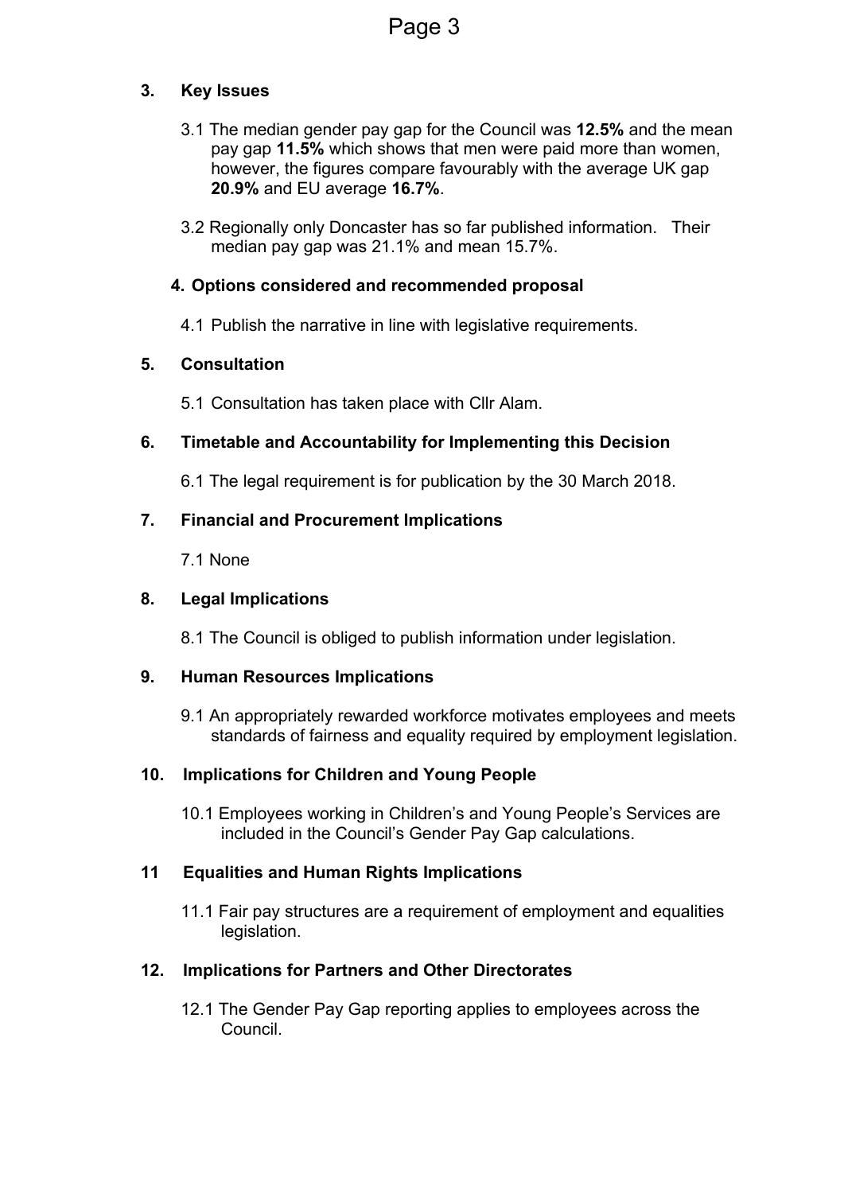## 3. Key Issues

3.1 The median gender pay gap for the Council was **12.5%** and the mean pay gap **11.5%** which shows that men were paid more than women, however, the figures compare favourably with the average UK gap **20.9%** and EU average **16.7%**.

3.2 Regionally only Doncaster has so far published information. Their median pay gap was 21.1% and mean 15.7%.

## 4. Options considered and recommended proposal

4.1 Publish the narrative in line with legislative requirements.

## 5. Consultation

5.1 Consultation has taken place with Cllr Alam.

## 6. Timetable and Accountability for Implementing this Decision

6.1 The legal requirement is for publication by the 30 March 2018.

## 7. Financial and Procurement Implications

7.1 None

## 8. Legal Implications

8.1 The Council is obliged to publish information under legislation.

## 9. Human Resources Implications

9.1 An appropriately rewarded workforce motivates employees and meets standards of fairness and equality required by employment legislation.

## 10. Implications for Children and Young People

10.1 Employees working in Children's and Young People's Services are included in the Council's Gender Pay Gap calculations.

## 11 Equalities and Human Rights Implications

11.1 Fair pay structures are a requirement of employment and equalities legislation.

## 12. Implications for Partners and Other Directorates

12.1 The Gender Pay Gap reporting applies to employees across the Council.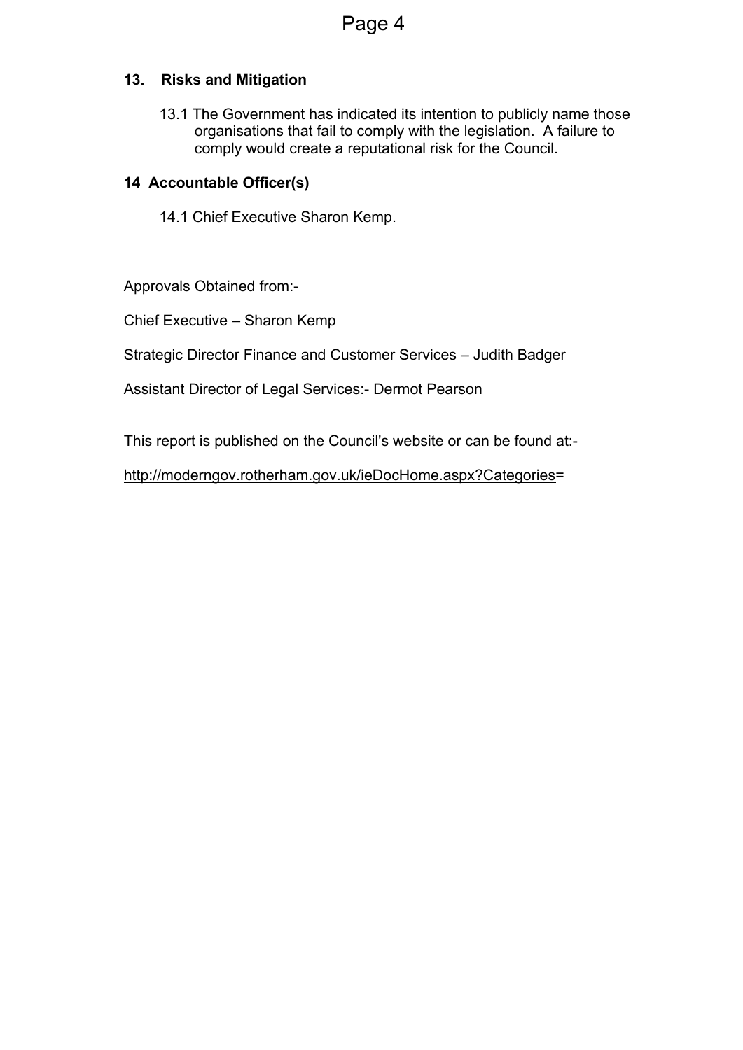## 13. Risks and Mitigation

13.1 The Government has indicated its intention to publicly name those organisations that fail to comply with the legislation. A failure to comply would create a reputational risk for the Council.

## 14 Accountable Officer(s)

14.1 Chief Executive Sharon Kemp.

Approvals Obtained from:-

Chief Executive – Sharon Kemp

Strategic Director Finance and Customer Services – Judith Badger

Assistant Director of Legal Services:- Dermot Pearson

This report is published on the Council's website or can be found at:-

http://moderngov.rotherham.gov.uk/ieDocHome.aspx?Categories=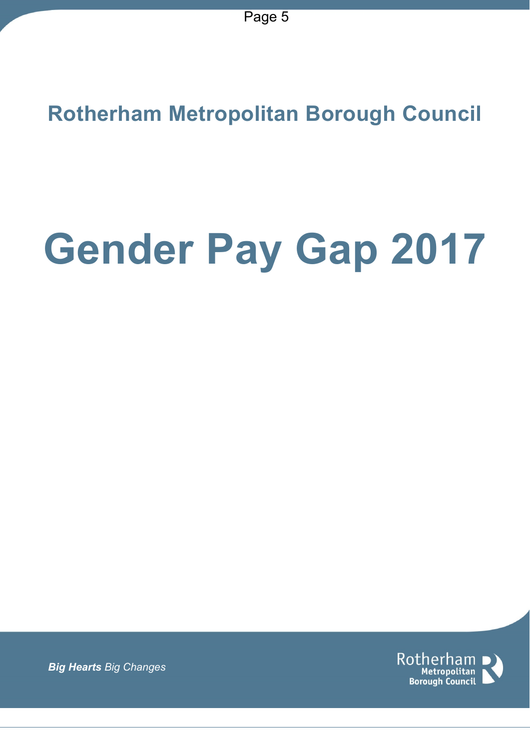## Rotherham Metropolitan Borough Council

# Gender Pay Gap 2017

***Big Hearts** Big Changes*

Rotherham Metropolitan Borough Council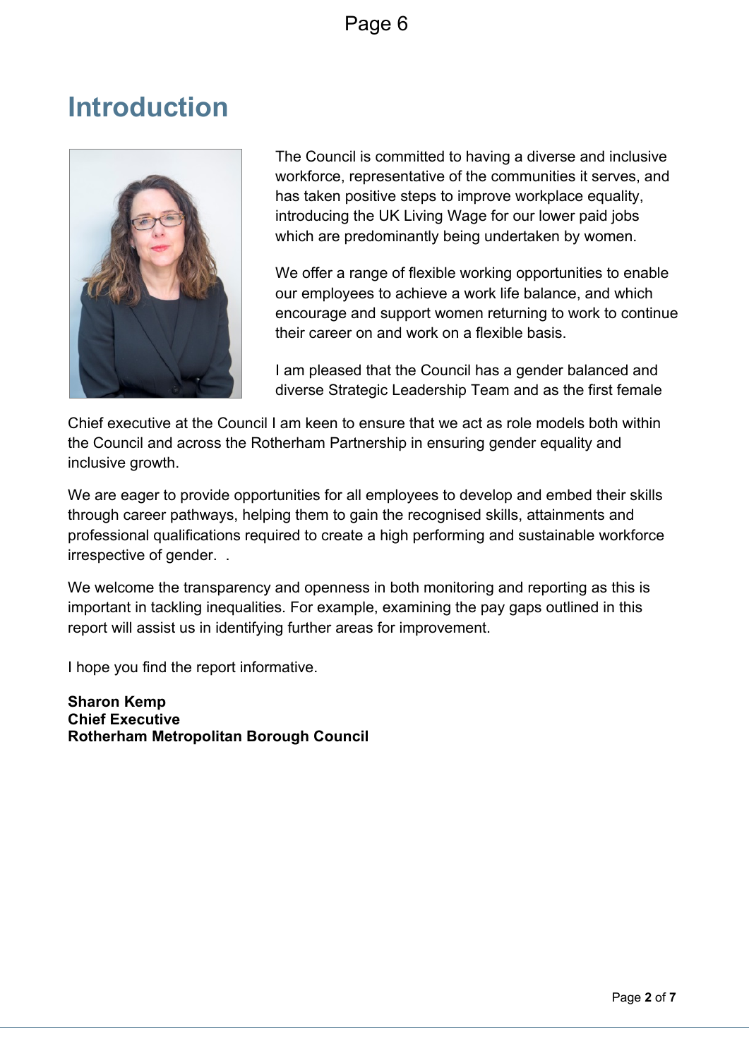# Introduction

The Council is committed to having a diverse and inclusive workforce, representative of the communities it serves, and has taken positive steps to improve workplace equality, introducing the UK Living Wage for our lower paid jobs which are predominantly being undertaken by women.

We offer a range of flexible working opportunities to enable our employees to achieve a work life balance, and which encourage and support women returning to work to continue their career on and work on a flexible basis.

I am pleased that the Council has a gender balanced and diverse Strategic Leadership Team and as the first female Chief executive at the Council I am keen to ensure that we act as role models both within the Council and across the Rotherham Partnership in ensuring gender equality and inclusive growth.

We are eager to provide opportunities for all employees to develop and embed their skills through career pathways, helping them to gain the recognised skills, attainments and professional qualifications required to create a high performing and sustainable workforce irrespective of gender.  .

We welcome the transparency and openness in both monitoring and reporting as this is important in tackling inequalities. For example, examining the pay gaps outlined in this report will assist us in identifying further areas for improvement.

I hope you find the report informative.

**Sharon Kemp**
**Chief Executive**
**Rotherham Metropolitan Borough Council**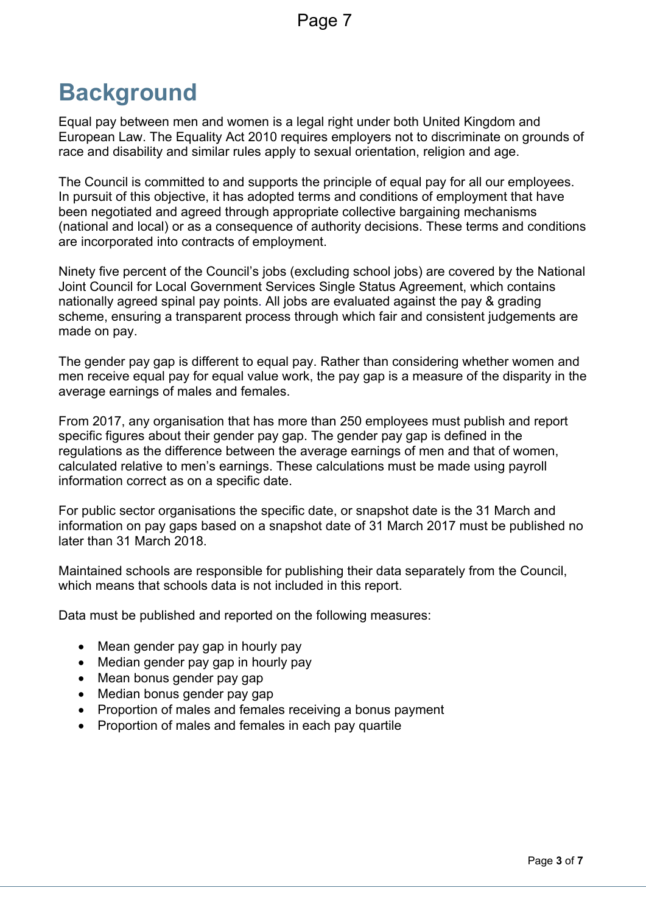# Background

Equal pay between men and women is a legal right under both United Kingdom and European Law. The Equality Act 2010 requires employers not to discriminate on grounds of race and disability and similar rules apply to sexual orientation, religion and age.

The Council is committed to and supports the principle of equal pay for all our employees. In pursuit of this objective, it has adopted terms and conditions of employment that have been negotiated and agreed through appropriate collective bargaining mechanisms (national and local) or as a consequence of authority decisions. These terms and conditions are incorporated into contracts of employment.

Ninety five percent of the Council's jobs (excluding school jobs) are covered by the National Joint Council for Local Government Services Single Status Agreement, which contains nationally agreed spinal pay points. All jobs are evaluated against the pay & grading scheme, ensuring a transparent process through which fair and consistent judgements are made on pay.

The gender pay gap is different to equal pay. Rather than considering whether women and men receive equal pay for equal value work, the pay gap is a measure of the disparity in the average earnings of males and females.

From 2017, any organisation that has more than 250 employees must publish and report specific figures about their gender pay gap. The gender pay gap is defined in the regulations as the difference between the average earnings of men and that of women, calculated relative to men's earnings. These calculations must be made using payroll information correct as on a specific date.

For public sector organisations the specific date, or snapshot date is the 31 March and information on pay gaps based on a snapshot date of 31 March 2017 must be published no later than 31 March 2018.

Maintained schools are responsible for publishing their data separately from the Council, which means that schools data is not included in this report.

Data must be published and reported on the following measures:

- Mean gender pay gap in hourly pay
- Median gender pay gap in hourly pay
- Mean bonus gender pay gap
- Median bonus gender pay gap
- Proportion of males and females receiving a bonus payment
- Proportion of males and females in each pay quartile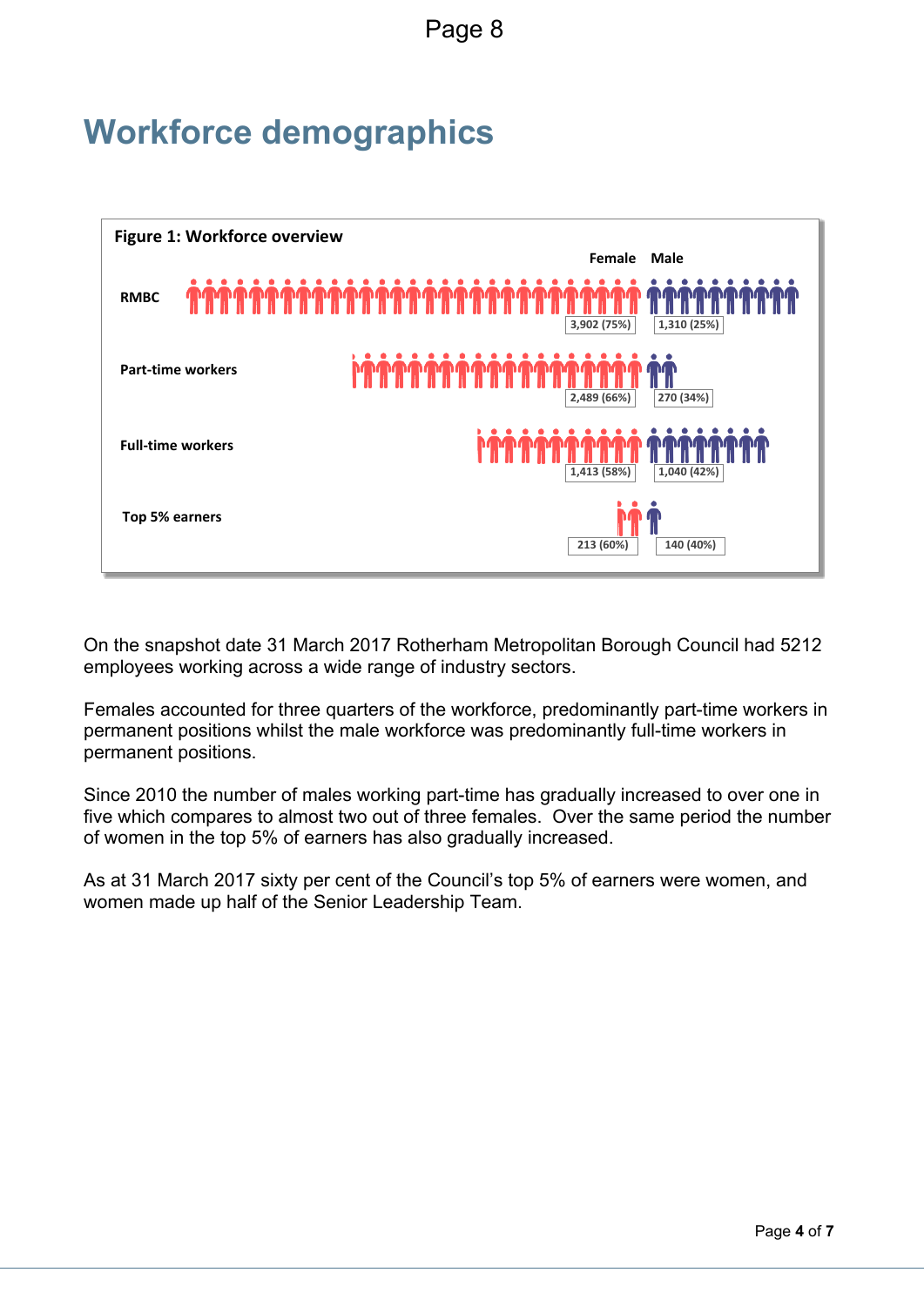# Workforce demographics

**Figure 1: Workforce overview**

| | Female | Male |
|---|---|---|
| RMBC | 3,902 (75%) | 1,310 (25%) |
| Part-time workers | 2,489 (66%) | 270 (34%) |
| Full-time workers | 1,413 (58%) | 1,040 (42%) |
| Top 5% earners | 213 (60%) | 140 (40%) |

On the snapshot date 31 March 2017 Rotherham Metropolitan Borough Council had 5212 employees working across a wide range of industry sectors.

Females accounted for three quarters of the workforce, predominantly part-time workers in permanent positions whilst the male workforce was predominantly full-time workers in permanent positions.

Since 2010 the number of males working part-time has gradually increased to over one in five which compares to almost two out of three females. Over the same period the number of women in the top 5% of earners has also gradually increased.

As at 31 March 2017 sixty per cent of the Council's top 5% of earners were women, and women made up half of the Senior Leadership Team.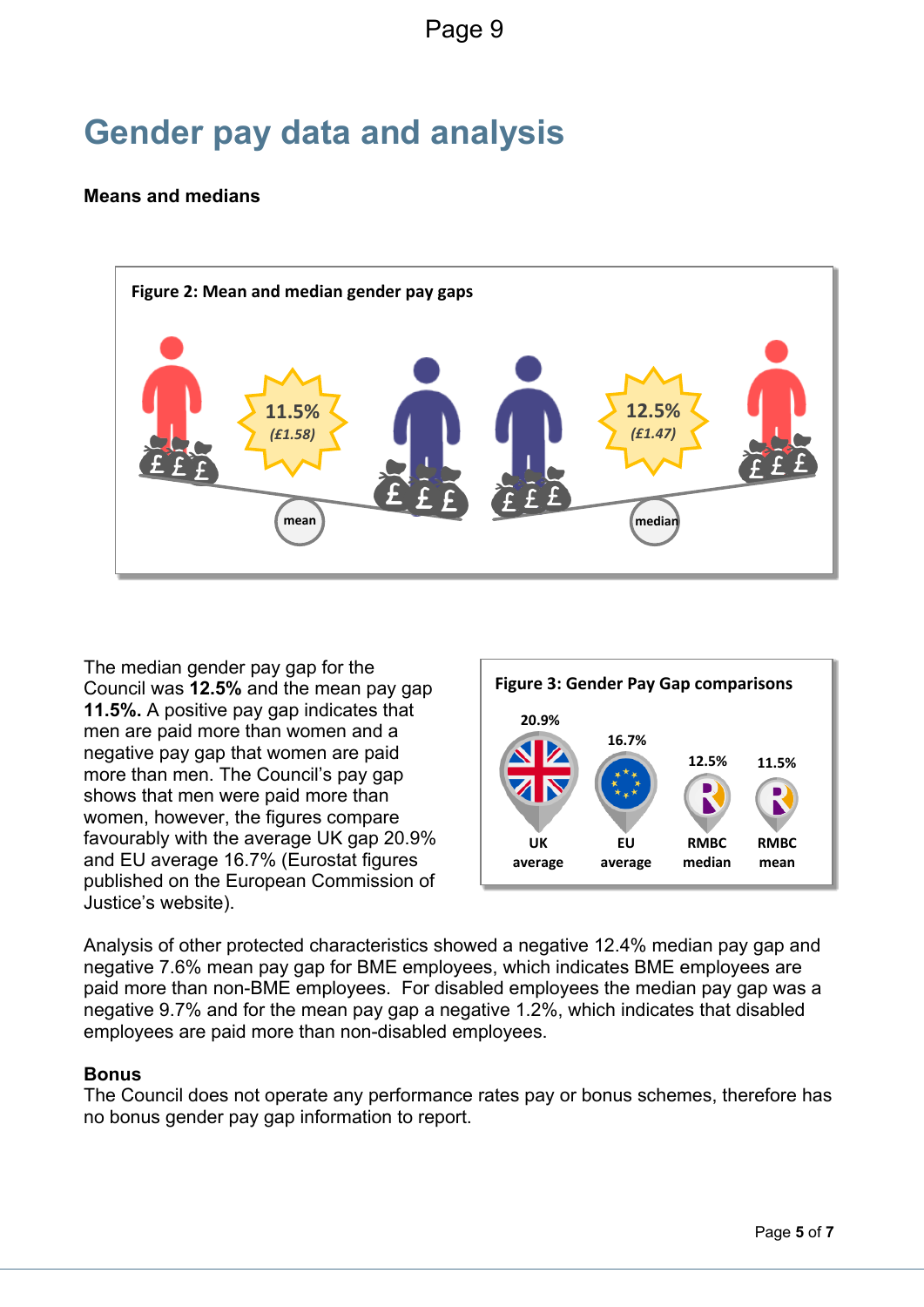# Gender pay data and analysis

**Means and medians**

**Figure 2: Mean and median gender pay gaps**

11.5% (£1.58) mean

12.5% (£1.47) median

The median gender pay gap for the Council was **12.5%** and the mean pay gap **11.5%.** A positive pay gap indicates that men are paid more than women and a negative pay gap that women are paid more than men. The Council's pay gap shows that men were paid more than women, however, the figures compare favourably with the average UK gap 20.9% and EU average 16.7% (Eurostat figures published on the European Commission of Justice's website).

**Figure 3: Gender Pay Gap comparisons**

| UK average | EU average | RMBC median | RMBC mean |
|---|---|---|---|
| 20.9% | 16.7% | 12.5% | 11.5% |

Analysis of other protected characteristics showed a negative 12.4% median pay gap and negative 7.6% mean pay gap for BME employees, which indicates BME employees are paid more than non-BME employees. For disabled employees the median pay gap was a negative 9.7% and for the mean pay gap a negative 1.2%, which indicates that disabled employees are paid more than non-disabled employees.

**Bonus**

The Council does not operate any performance rates pay or bonus schemes, therefore has no bonus gender pay gap information to report.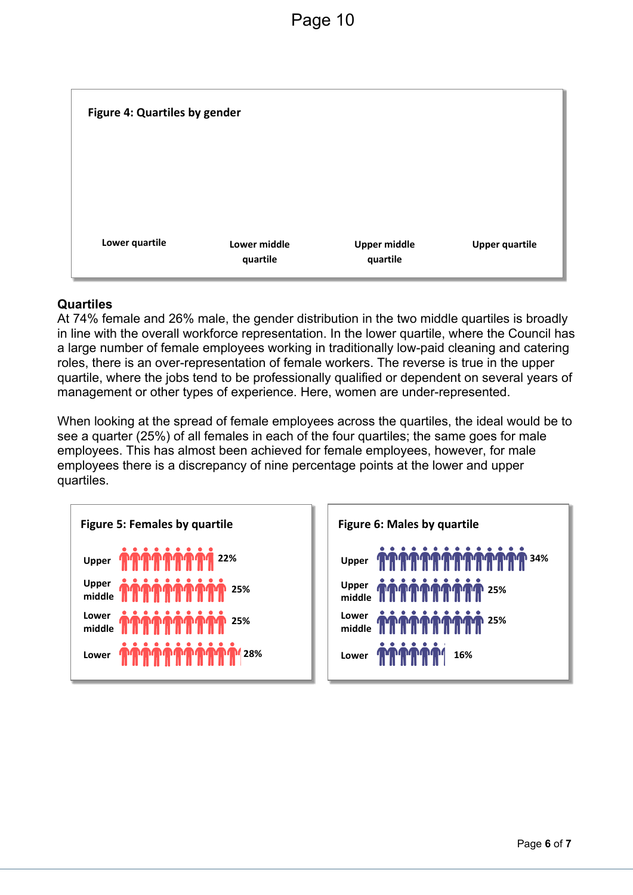**Figure 4: Quartiles by gender**

Lower quartile | Lower middle quartile | Upper middle quartile | Upper quartile

## Quartiles

At 74% female and 26% male, the gender distribution in the two middle quartiles is broadly in line with the overall workforce representation. In the lower quartile, where the Council has a large number of female employees working in traditionally low-paid cleaning and catering roles, there is an over-representation of female workers. The reverse is true in the upper quartile, where the jobs tend to be professionally qualified or dependent on several years of management or other types of experience. Here, women are under-represented.

When looking at the spread of female employees across the quartiles, the ideal would be to see a quarter (25%) of all females in each of the four quartiles; the same goes for male employees. This has almost been achieved for female employees, however, for male employees there is a discrepancy of nine percentage points at the lower and upper quartiles.

**Figure 5: Females by quartile**

| Quartile | % |
|---|---|
| Upper | 22% |
| Upper middle | 25% |
| Lower middle | 25% |
| Lower | 28% |

**Figure 6: Males by quartile**

| Quartile | % |
|---|---|
| Upper | 34% |
| Upper middle | 25% |
| Lower middle | 25% |
| Lower | 16% |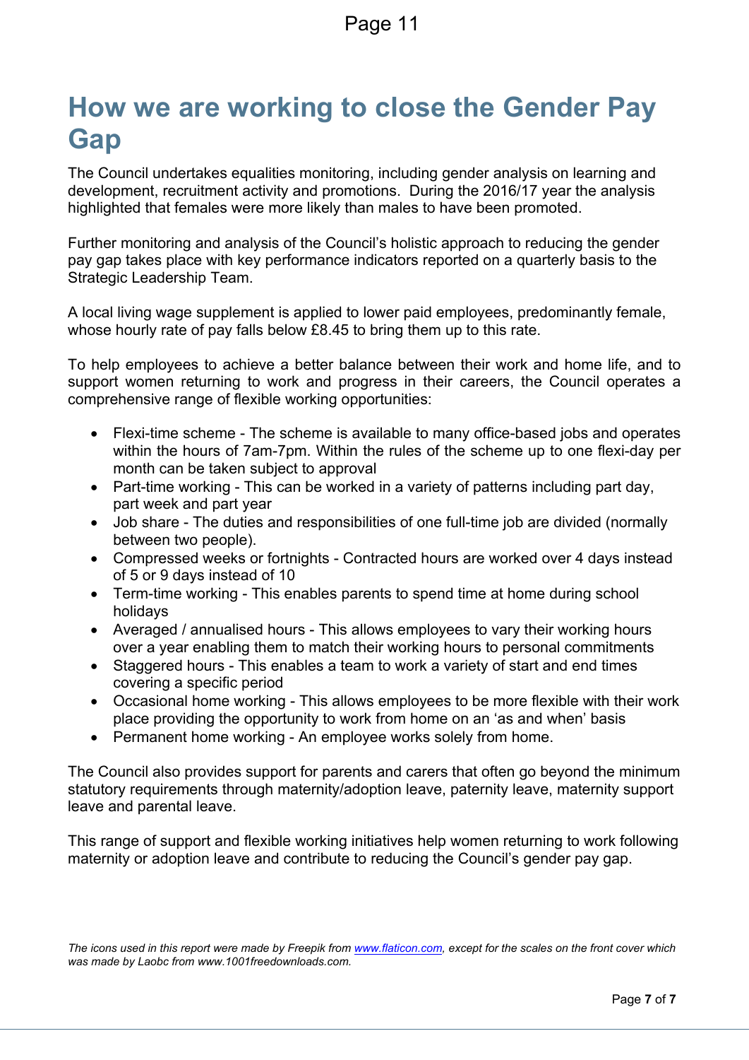# How we are working to close the Gender Pay Gap

The Council undertakes equalities monitoring, including gender analysis on learning and development, recruitment activity and promotions. During the 2016/17 year the analysis highlighted that females were more likely than males to have been promoted.

Further monitoring and analysis of the Council's holistic approach to reducing the gender pay gap takes place with key performance indicators reported on a quarterly basis to the Strategic Leadership Team.

A local living wage supplement is applied to lower paid employees, predominantly female, whose hourly rate of pay falls below £8.45 to bring them up to this rate.

To help employees to achieve a better balance between their work and home life, and to support women returning to work and progress in their careers, the Council operates a comprehensive range of flexible working opportunities:

- Flexi-time scheme - The scheme is available to many office-based jobs and operates within the hours of 7am-7pm. Within the rules of the scheme up to one flexi-day per month can be taken subject to approval
- Part-time working - This can be worked in a variety of patterns including part day, part week and part year
- Job share - The duties and responsibilities of one full-time job are divided (normally between two people).
- Compressed weeks or fortnights - Contracted hours are worked over 4 days instead of 5 or 9 days instead of 10
- Term-time working - This enables parents to spend time at home during school holidays
- Averaged / annualised hours - This allows employees to vary their working hours over a year enabling them to match their working hours to personal commitments
- Staggered hours - This enables a team to work a variety of start and end times covering a specific period
- Occasional home working - This allows employees to be more flexible with their work place providing the opportunity to work from home on an 'as and when' basis
- Permanent home working - An employee works solely from home.

The Council also provides support for parents and carers that often go beyond the minimum statutory requirements through maternity/adoption leave, paternity leave, maternity support leave and parental leave.

This range of support and flexible working initiatives help women returning to work following maternity or adoption leave and contribute to reducing the Council's gender pay gap.

*The icons used in this report were made by Freepik from [www.flaticon.com](http://www.flaticon.com), except for the scales on the front cover which was made by Laobc from www.1001freedownloads.com.*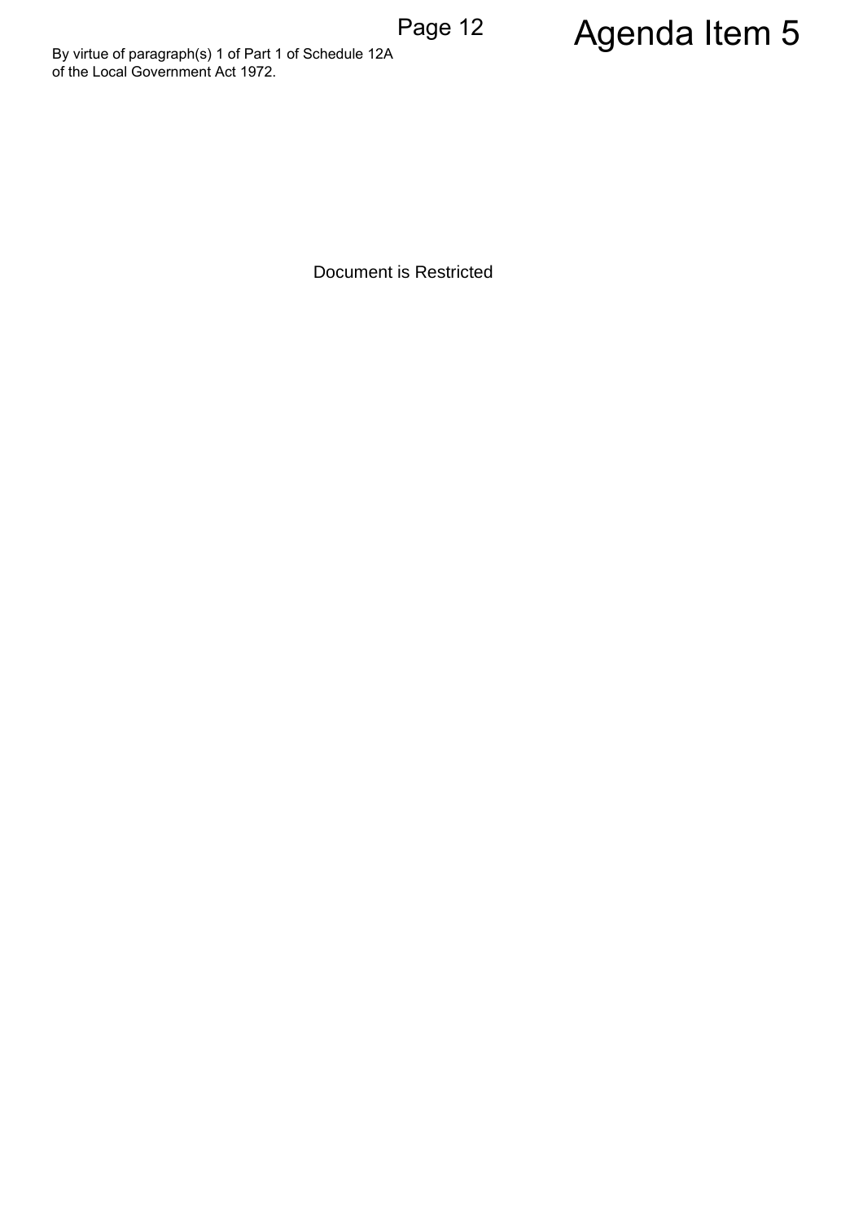# Agenda Item 5

By virtue of paragraph(s) 1 of Part 1 of Schedule 12A of the Local Government Act 1972.

Document is Restricted